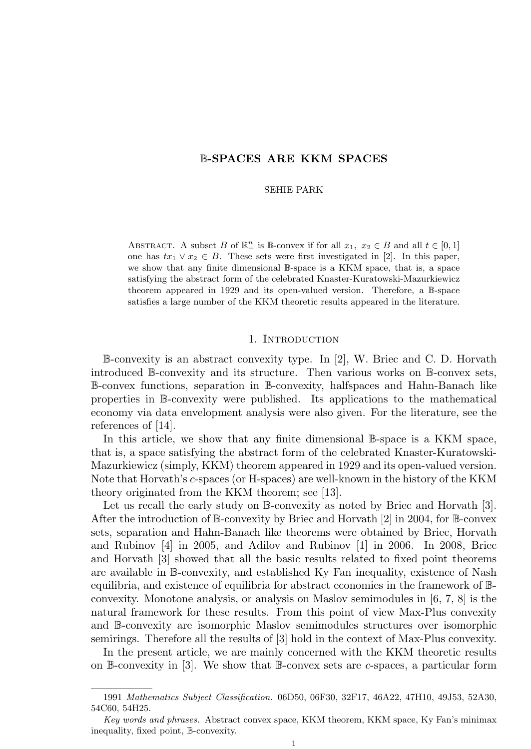# $\mathbb{B}$-SPACES ARE KKM SPACES

SEHIE PARK

ABSTRACT. A subset $B$ of $\mathbb{R}^n_+$ is $\mathbb{B}$-convex if for all $x_1,\ x_2 \in B$ and all $t \in [0,1]$ one has $tx_1 \vee x_2 \in B$. These sets were first investigated in [2]. In this paper, we show that any finite dimensional $\mathbb{B}$-space is a KKM space, that is, a space satisfying the abstract form of the celebrated Knaster-Kuratowski-Mazurkiewicz theorem appeared in 1929 and its open-valued version. Therefore, a $\mathbb{B}$-space satisfies a large number of the KKM theoretic results appeared in the literature.

## 1. Introduction

$\mathbb{B}$-convexity is an abstract convexity type. In [2], W. Briec and C. D. Horvath introduced $\mathbb{B}$-convexity and its structure. Then various works on $\mathbb{B}$-convex sets, $\mathbb{B}$-convex functions, separation in $\mathbb{B}$-convexity, halfspaces and Hahn-Banach like properties in $\mathbb{B}$-convexity were published. Its applications to the mathematical economy via data envelopment analysis were also given. For the literature, see the references of [14].

In this article, we show that any finite dimensional $\mathbb{B}$-space is a KKM space, that is, a space satisfying the abstract form of the celebrated Knaster-Kuratowski-Mazurkiewicz (simply, KKM) theorem appeared in 1929 and its open-valued version. Note that Horvath's $c$-spaces (or H-spaces) are well-known in the history of the KKM theory originated from the KKM theorem; see [13].

Let us recall the early study on $\mathbb{B}$-convexity as noted by Briec and Horvath [3]. After the introduction of $\mathbb{B}$-convexity by Briec and Horvath [2] in 2004, for $\mathbb{B}$-convex sets, separation and Hahn-Banach like theorems were obtained by Briec, Horvath and Rubinov [4] in 2005, and Adilov and Rubinov [1] in 2006. In 2008, Briec and Horvath [3] showed that all the basic results related to fixed point theorems are available in $\mathbb{B}$-convexity, and established Ky Fan inequality, existence of Nash equilibria, and existence of equilibria for abstract economies in the framework of $\mathbb{B}$-convexity. Monotone analysis, or analysis on Maslov semimodules in [6, 7, 8] is the natural framework for these results. From this point of view Max-Plus convexity and $\mathbb{B}$-convexity are isomorphic Maslov semimodules structures over isomorphic semirings. Therefore all the results of [3] hold in the context of Max-Plus convexity.

In the present article, we are mainly concerned with the KKM theoretic results on $\mathbb{B}$-convexity in [3]. We show that $\mathbb{B}$-convex sets are $c$-spaces, a particular form

---

1991 *Mathematics Subject Classification.* 06D50, 06F30, 32F17, 46A22, 47H10, 49J53, 52A30, 54C60, 54H25.

*Key words and phrases.* Abstract convex space, KKM theorem, KKM space, Ky Fan's minimax inequality, fixed point, $\mathbb{B}$-convexity.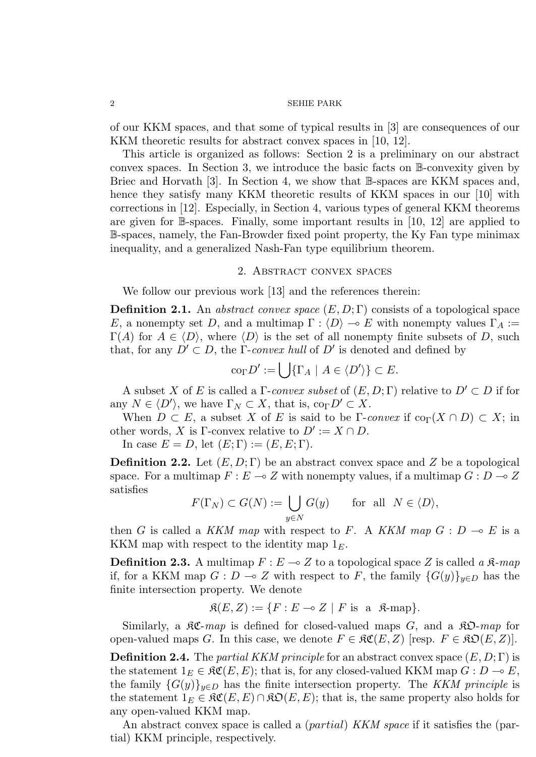of our KKM spaces, and that some of typical results in [3] are consequences of our KKM theoretic results for abstract convex spaces in [10, 12].

This article is organized as follows: Section 2 is a preliminary on our abstract convex spaces. In Section 3, we introduce the basic facts on $\mathbb{B}$-convexity given by Briec and Horvath [3]. In Section 4, we show that $\mathbb{B}$-spaces are KKM spaces and, hence they satisfy many KKM theoretic results of KKM spaces in our [10] with corrections in [12]. Especially, in Section 4, various types of general KKM theorems are given for $\mathbb{B}$-spaces. Finally, some important results in [10, 12] are applied to $\mathbb{B}$-spaces, namely, the Fan-Browder fixed point property, the Ky Fan type minimax inequality, and a generalized Nash-Fan type equilibrium theorem.

## 2. Abstract convex spaces

We follow our previous work [13] and the references therein:

**Definition 2.1.** An *abstract convex space* $(E, D; \Gamma)$ consists of a topological space $E$, a nonempty set $D$, and a multimap $\Gamma : \langle D\rangle \multimap E$ with nonempty values $\Gamma_A := \Gamma(A)$ for $A \in \langle D\rangle$, where $\langle D\rangle$ is the set of all nonempty finite subsets of $D$, such that, for any $D' \subset D$, the $\Gamma$-*convex hull* of $D'$ is denoted and defined by

$$\mathrm{co}_\Gamma D' := \bigcup\{\Gamma_A \mid A \in \langle D'\rangle\} \subset E.$$

A subset $X$ of $E$ is called a $\Gamma$-*convex subset* of $(E, D; \Gamma)$ relative to $D' \subset D$ if for any $N \in \langle D'\rangle$, we have $\Gamma_N \subset X$, that is, $\mathrm{co}_\Gamma D' \subset X$.

When $D \subset E$, a subset $X$ of $E$ is said to be $\Gamma$-*convex* if $\mathrm{co}_\Gamma(X \cap D) \subset X$; in other words, $X$ is $\Gamma$-convex relative to $D' := X \cap D$.

In case $E = D$, let $(E; \Gamma) := (E, E; \Gamma)$.

**Definition 2.2.** Let $(E, D; \Gamma)$ be an abstract convex space and $Z$ be a topological space. For a multimap $F : E \multimap Z$ with nonempty values, if a multimap $G : D \multimap Z$ satisfies

$$F(\Gamma_N) \subset G(N) := \bigcup_{y\in N} G(y) \qquad \text{for all} \quad N \in \langle D\rangle,$$

then $G$ is called a *KKM map* with respect to $F$. A *KKM map* $G : D \multimap E$ is a KKM map with respect to the identity map $1_E$.

**Definition 2.3.** A multimap $F : E \multimap Z$ to a topological space $Z$ is called *a* $\mathfrak{K}$*-map* if, for a KKM map $G : D \multimap Z$ with respect to $F$, the family $\{G(y)\}_{y\in D}$ has the finite intersection property. We denote

$$\mathfrak{K}(E, Z) := \{F : E \multimap Z \mid F \text{ is a } \mathfrak{K}\text{-map}\}.$$

Similarly, a $\mathfrak{KC}$*-map* is defined for closed-valued maps $G$, and a $\mathfrak{KO}$*-map* for open-valued maps $G$. In this case, we denote $F \in \mathfrak{KC}(E, Z)$ [resp. $F \in \mathfrak{KO}(E, Z)$].

**Definition 2.4.** The *partial KKM principle* for an abstract convex space $(E, D; \Gamma)$ is the statement $1_E \in \mathfrak{KC}(E, E)$; that is, for any closed-valued KKM map $G : D \multimap E$, the family $\{G(y)\}_{y\in D}$ has the finite intersection property. The *KKM principle* is the statement $1_E \in \mathfrak{KC}(E, E) \cap \mathfrak{KO}(E, E)$; that is, the same property also holds for any open-valued KKM map.

An abstract convex space is called a (*partial*) *KKM space* if it satisfies the (partial) KKM principle, respectively.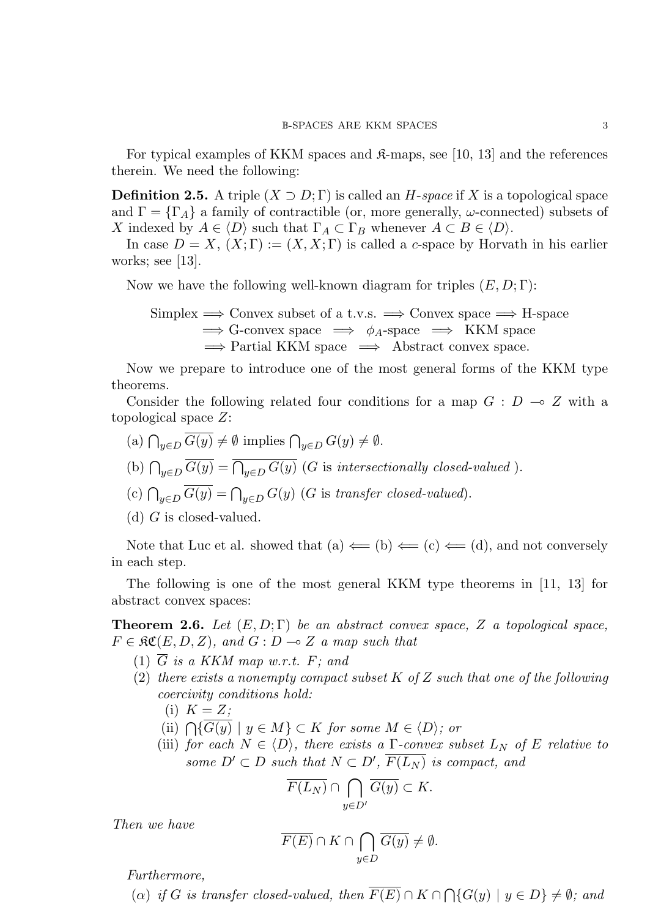For typical examples of KKM spaces and $\mathfrak{K}$-maps, see [10, 13] and the references therein. We need the following:

**Definition 2.5.** A triple $(X \supset D; \Gamma)$ is called an *H-space* if $X$ is a topological space and $\Gamma = \{\Gamma_A\}$ a family of contractible (or, more generally, $\omega$-connected) subsets of $X$ indexed by $A \in \langle D \rangle$ such that $\Gamma_A \subset \Gamma_B$ whenever $A \subset B \in \langle D \rangle$.

In case $D = X$, $(X; \Gamma) := (X, X; \Gamma)$ is called a *c*-space by Horvath in his earlier works; see [13].

Now we have the following well-known diagram for triples $(E, D; \Gamma)$:

$$
\begin{aligned}
&\text{Simplex} \Longrightarrow \text{Convex subset of a t.v.s.} \Longrightarrow \text{Convex space} \Longrightarrow \text{H-space} \\
&\Longrightarrow \text{G-convex space} \Longrightarrow \phi_A\text{-space} \Longrightarrow \text{KKM space} \\
&\Longrightarrow \text{Partial KKM space} \Longrightarrow \text{Abstract convex space.}
\end{aligned}
$$

Now we prepare to introduce one of the most general forms of the KKM type theorems.

Consider the following related four conditions for a map $G : D \multimap Z$ with a topological space $Z$:

(a) $\bigcap_{y \in D} \overline{G(y)} \neq \emptyset$ implies $\bigcap_{y \in D} G(y) \neq \emptyset$.

(b) $\bigcap_{y \in D} \overline{G(y)} = \overline{\bigcap_{y \in D} G(y)}$ ($G$ is *intersectionally closed-valued* ).

(c) $\bigcap_{y \in D} \overline{G(y)} = \bigcap_{y \in D} G(y)$ ($G$ is *transfer closed-valued*).

(d) $G$ is closed-valued.

Note that Luc et al. showed that (a) $\Longleftarrow$ (b) $\Longleftarrow$ (c) $\Longleftarrow$ (d), and not conversely in each step.

The following is one of the most general KKM type theorems in [11, 13] for abstract convex spaces:

**Theorem 2.6.** *Let $(E, D; \Gamma)$ be an abstract convex space, $Z$ a topological space, $F \in \mathfrak{KC}(E, D, Z)$, and $G : D \multimap Z$ a map such that*

(1) *$\overline{G}$ is a KKM map w.r.t. $F$; and*

(2) *there exists a nonempty compact subset $K$ of $Z$ such that one of the following coercivity conditions hold:*

   (i) *$K = Z$;*

   (ii) *$\bigcap \{\overline{G(y)} \mid y \in M\} \subset K$ for some $M \in \langle D \rangle$; or*

   (iii) *for each $N \in \langle D \rangle$, there exists a $\Gamma$-convex subset $L_N$ of $E$ relative to some $D' \subset D$ such that $N \subset D'$, $\overline{F(L_N)}$ is compact, and*

$$\overline{F(L_N)} \cap \bigcap_{y \in D'} \overline{G(y)} \subset K.$$

*Then we have*

$$\overline{F(E)} \cap K \cap \bigcap_{y \in D} \overline{G(y)} \neq \emptyset.$$

*Furthermore,*

($\alpha$) *if $G$ is transfer closed-valued, then $\overline{F(E)} \cap K \cap \bigcap \{G(y) \mid y \in D\} \neq \emptyset$; and*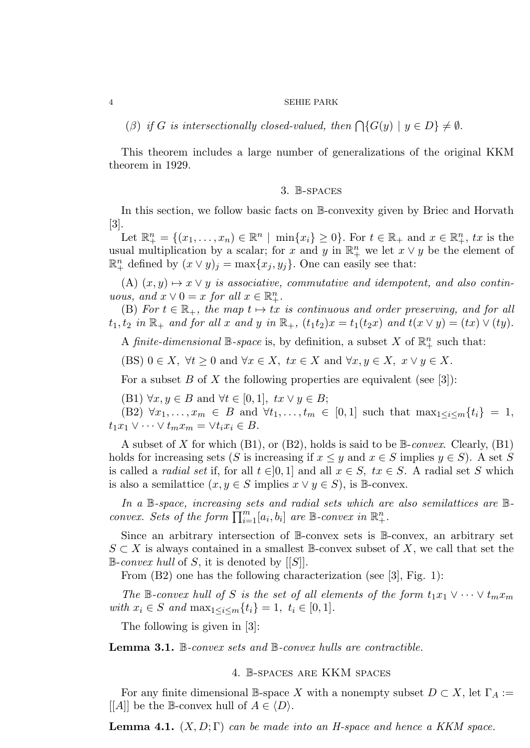($\beta$) *if $G$ is intersectionally closed-valued, then $\bigcap\{G(y) \mid y \in D\} \neq \emptyset$.*

This theorem includes a large number of generalizations of the original KKM theorem in 1929.

## 3. $\mathbb{B}$-spaces

In this section, we follow basic facts on $\mathbb{B}$-convexity given by Briec and Horvath [3].

Let $\mathbb{R}^n_+ = \{(x_1, \ldots, x_n) \in \mathbb{R}^n \mid \min\{x_i\} \geq 0\}$. For $t \in \mathbb{R}_+$ and $x \in \mathbb{R}^n_+$, $tx$ is the usual multiplication by a scalar; for $x$ and $y$ in $\mathbb{R}^n_+$ we let $x \vee y$ be the element of $\mathbb{R}^n_+$ defined by $(x \vee y)_j = \max\{x_j, y_j\}$. One can easily see that:

(A) *$(x, y) \mapsto x \vee y$ is associative, commutative and idempotent, and also continuous, and $x \vee 0 = x$ for all $x \in \mathbb{R}^n_+$.*

(B) *For $t \in \mathbb{R}_+$, the map $t \mapsto tx$ is continuous and order preserving, and for all $t_1, t_2$ in $\mathbb{R}_+$ and for all $x$ and $y$ in $\mathbb{R}_+$, $(t_1 t_2)x = t_1(t_2 x)$ and $t(x \vee y) = (tx) \vee (ty)$.*

A *finite-dimensional* $\mathbb{B}$*-space* is, by definition, a subset $X$ of $\mathbb{R}^n_+$ such that:

(BS) $0 \in X$, $\forall t \geq 0$ and $\forall x \in X$, $tx \in X$ and $\forall x, y \in X$, $x \vee y \in X$.

For a subset $B$ of $X$ the following properties are equivalent (see [3]):

(B1) $\forall x, y \in B$ and $\forall t \in [0, 1]$, $tx \vee y \in B$;

(B2) $\forall x_1, \ldots, x_m \in B$ and $\forall t_1, \ldots, t_m \in [0, 1]$ such that $\max_{1 \leq i \leq m}\{t_i\} = 1$, $t_1 x_1 \vee \cdots \vee t_m x_m = \vee t_i x_i \in B$.

A subset of $X$ for which (B1), or (B2), holds is said to be $\mathbb{B}$*-convex*. Clearly, (B1) holds for increasing sets ($S$ is increasing if $x \leq y$ and $x \in S$ implies $y \in S$). A set $S$ is called a *radial set* if, for all $t \in ]0, 1]$ and all $x \in S$, $tx \in S$. A radial set $S$ which is also a semilattice ($x, y \in S$ implies $x \vee y \in S$), is $\mathbb{B}$-convex.

*In a $\mathbb{B}$-space, increasing sets and radial sets which are also semilattices are $\mathbb{B}$-convex. Sets of the form $\prod_{i=1}^m [a_i, b_i]$ are $\mathbb{B}$-convex in $\mathbb{R}^n_+$.*

Since an arbitrary intersection of $\mathbb{B}$-convex sets is $\mathbb{B}$-convex, an arbitrary set $S \subset X$ is always contained in a smallest $\mathbb{B}$-convex subset of $X$, we call that set the $\mathbb{B}$*-convex hull* of $S$, it is denoted by $[[S]]$.

From (B2) one has the following characterization (see [3], Fig. 1):

*The $\mathbb{B}$-convex hull of $S$ is the set of all elements of the form $t_1 x_1 \vee \cdots \vee t_m x_m$ with $x_i \in S$ and $\max_{1 \leq i \leq m}\{t_i\} = 1$, $t_i \in [0, 1]$.*

The following is given in [3]:

**Lemma 3.1.** *$\mathbb{B}$-convex sets and $\mathbb{B}$-convex hulls are contractible.*

## 4. $\mathbb{B}$-spaces are KKM spaces

For any finite dimensional $\mathbb{B}$-space $X$ with a nonempty subset $D \subset X$, let $\Gamma_A := [[A]]$ be the $\mathbb{B}$-convex hull of $A \in \langle D \rangle$.

**Lemma 4.1.** *$(X, D; \Gamma)$ can be made into an H-space and hence a KKM space.*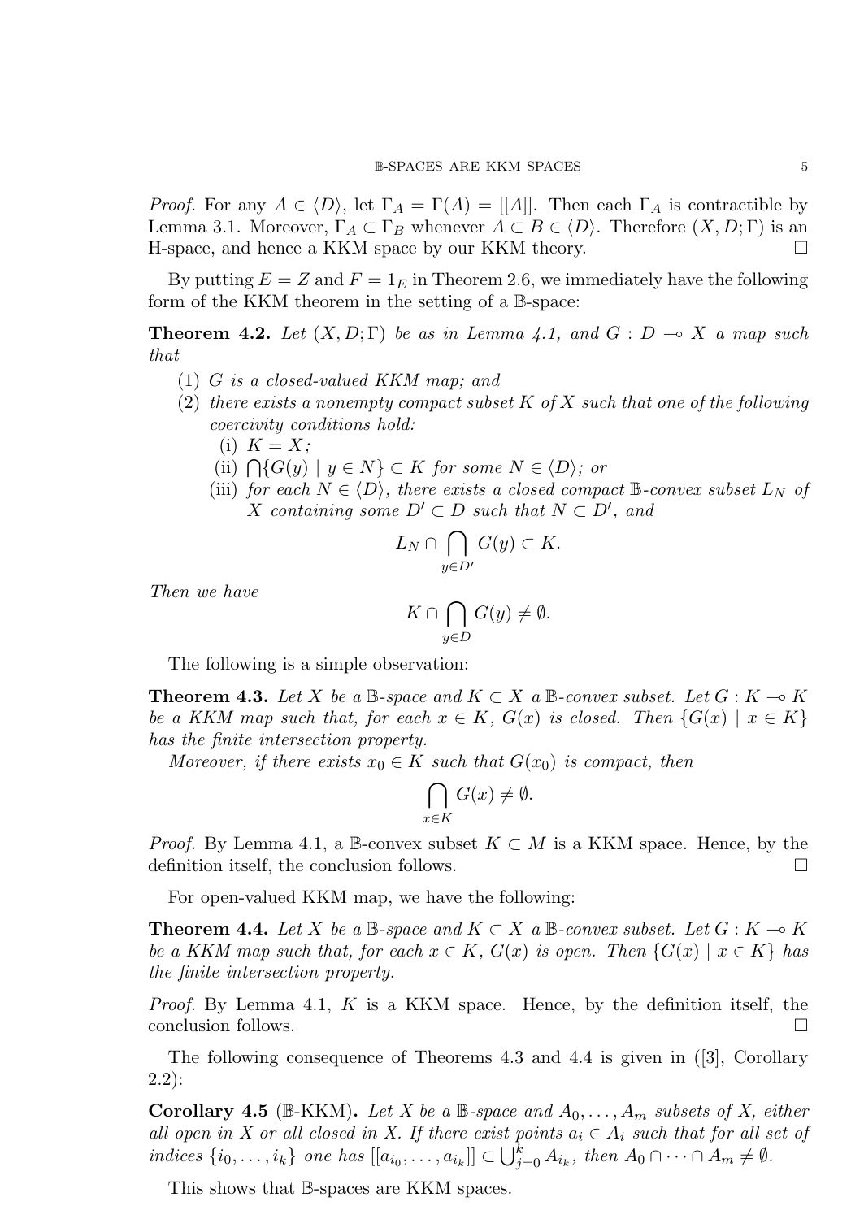*Proof.* For any $A \in \langle D \rangle$, let $\Gamma_A = \Gamma(A) = [[A]]$. Then each $\Gamma_A$ is contractible by Lemma 3.1. Moreover, $\Gamma_A \subset \Gamma_B$ whenever $A \subset B \in \langle D \rangle$. Therefore $(X, D; \Gamma)$ is an H-space, and hence a KKM space by our KKM theory. □

By putting $E = Z$ and $F = 1_E$ in Theorem 2.6, we immediately have the following form of the KKM theorem in the setting of a $\mathbb{B}$-space:

**Theorem 4.2.** *Let $(X, D; \Gamma)$ be as in Lemma 4.1, and $G : D \multimap X$ a map such that*

1. *$G$ is a closed-valued KKM map; and*
2. *there exists a nonempty compact subset $K$ of $X$ such that one of the following coercivity conditions hold:*
   - (i) *$K = X$;*
   - (ii) *$\bigcap\{G(y) \mid y \in N\} \subset K$ for some $N \in \langle D \rangle$; or*
   - (iii) *for each $N \in \langle D \rangle$, there exists a closed compact $\mathbb{B}$-convex subset $L_N$ of $X$ containing some $D' \subset D$ such that $N \subset D'$, and*
   $$L_N \cap \bigcap_{y \in D'} G(y) \subset K.$$

*Then we have*

$$K \cap \bigcap_{y \in D} G(y) \neq \emptyset.$$

The following is a simple observation:

**Theorem 4.3.** *Let $X$ be a $\mathbb{B}$-space and $K \subset X$ a $\mathbb{B}$-convex subset. Let $G : K \multimap K$ be a KKM map such that, for each $x \in K$, $G(x)$ is closed. Then $\{G(x) \mid x \in K\}$ has the finite intersection property.*

*Moreover, if there exists $x_0 \in K$ such that $G(x_0)$ is compact, then*

$$\bigcap_{x \in K} G(x) \neq \emptyset.$$

*Proof.* By Lemma 4.1, a $\mathbb{B}$-convex subset $K \subset M$ is a KKM space. Hence, by the definition itself, the conclusion follows. □

For open-valued KKM map, we have the following:

**Theorem 4.4.** *Let $X$ be a $\mathbb{B}$-space and $K \subset X$ a $\mathbb{B}$-convex subset. Let $G : K \multimap K$ be a KKM map such that, for each $x \in K$, $G(x)$ is open. Then $\{G(x) \mid x \in K\}$ has the finite intersection property.*

*Proof.* By Lemma 4.1, $K$ is a KKM space. Hence, by the definition itself, the conclusion follows. □

The following consequence of Theorems 4.3 and 4.4 is given in ([3], Corollary 2.2):

**Corollary 4.5** ($\mathbb{B}$-KKM)**.** *Let $X$ be a $\mathbb{B}$-space and $A_0, \ldots, A_m$ subsets of $X$, either all open in $X$ or all closed in $X$. If there exist points $a_i \in A_i$ such that for all set of indices $\{i_0, \ldots, i_k\}$ one has $[[a_{i_0}, \ldots, a_{i_k}]] \subset \bigcup_{j=0}^{k} A_{i_k}$, then $A_0 \cap \cdots \cap A_m \neq \emptyset$.*

This shows that $\mathbb{B}$-spaces are KKM spaces.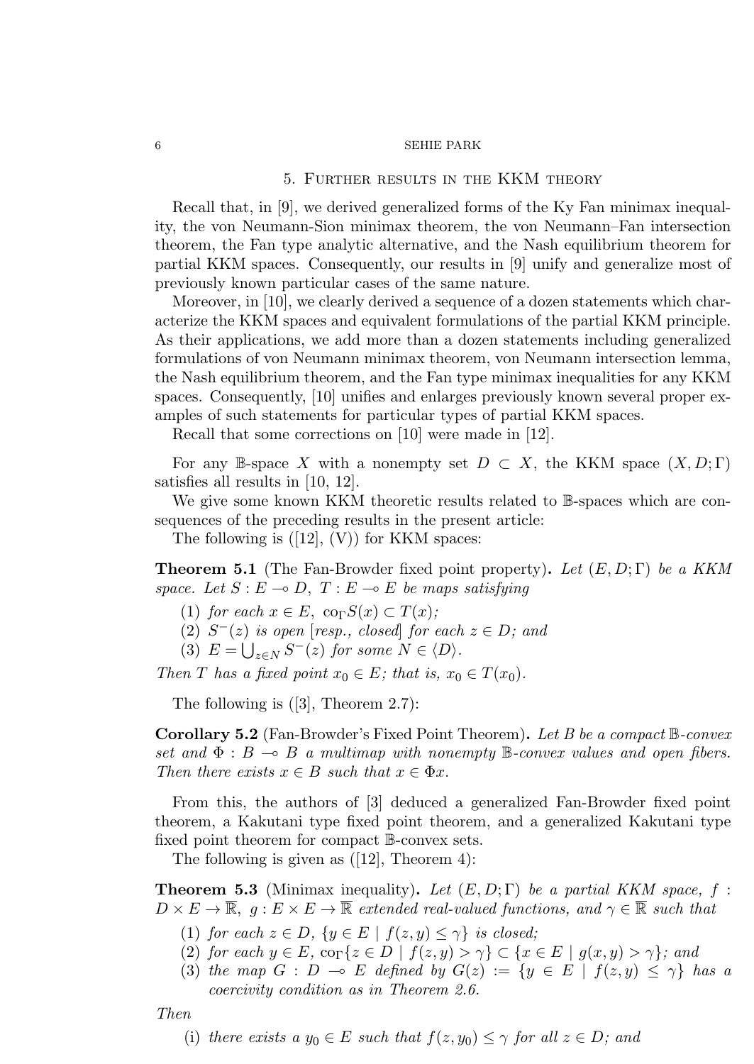## 5. Further results in the KKM theory

Recall that, in [9], we derived generalized forms of the Ky Fan minimax inequality, the von Neumann-Sion minimax theorem, the von Neumann–Fan intersection theorem, the Fan type analytic alternative, and the Nash equilibrium theorem for partial KKM spaces. Consequently, our results in [9] unify and generalize most of previously known particular cases of the same nature.

Moreover, in [10], we clearly derived a sequence of a dozen statements which characterize the KKM spaces and equivalent formulations of the partial KKM principle. As their applications, we add more than a dozen statements including generalized formulations of von Neumann minimax theorem, von Neumann intersection lemma, the Nash equilibrium theorem, and the Fan type minimax inequalities for any KKM spaces. Consequently, [10] unifies and enlarges previously known several proper examples of such statements for particular types of partial KKM spaces.

Recall that some corrections on [10] were made in [12].

For any $\mathbb{B}$-space $X$ with a nonempty set $D \subset X$, the KKM space $(X, D; \Gamma)$ satisfies all results in [10, 12].

We give some known KKM theoretic results related to $\mathbb{B}$-spaces which are consequences of the preceding results in the present article:

The following is ([12], (V)) for KKM spaces:

**Theorem 5.1** (The Fan-Browder fixed point property)**.** *Let $(E, D; \Gamma)$ be a KKM space. Let $S : E \multimap D$, $T : E \multimap E$ be maps satisfying*

1. *for each $x \in E$, $\mathrm{co}_\Gamma S(x) \subset T(x)$;*
2. *$S^{-}(z)$ is open [resp., closed] for each $z \in D$; and*
3. *$E = \bigcup_{z \in N} S^{-}(z)$ for some $N \in \langle D \rangle$.*

*Then $T$ has a fixed point $x_0 \in E$; that is, $x_0 \in T(x_0)$.*

The following is ([3], Theorem 2.7):

**Corollary 5.2** (Fan-Browder's Fixed Point Theorem)**.** *Let $B$ be a compact $\mathbb{B}$-convex set and $\Phi : B \multimap B$ a multimap with nonempty $\mathbb{B}$-convex values and open fibers. Then there exists $x \in B$ such that $x \in \Phi x$.*

From this, the authors of [3] deduced a generalized Fan-Browder fixed point theorem, a Kakutani type fixed point theorem, and a generalized Kakutani type fixed point theorem for compact $\mathbb{B}$-convex sets.

The following is given as ([12], Theorem 4):

**Theorem 5.3** (Minimax inequality)**.** *Let $(E, D; \Gamma)$ be a partial KKM space, $f : D \times E \to \overline{\mathbb{R}}$, $g : E \times E \to \overline{\mathbb{R}}$ extended real-valued functions, and $\gamma \in \overline{\mathbb{R}}$ such that*

1. *for each $z \in D$, $\{y \in E \mid f(z, y) \leq \gamma\}$ is closed;*
2. *for each $y \in E$, $\mathrm{co}_\Gamma\{z \in D \mid f(z, y) > \gamma\} \subset \{x \in E \mid g(x, y) > \gamma\}$; and*
3. *the map $G : D \multimap E$ defined by $G(z) := \{y \in E \mid f(z, y) \leq \gamma\}$ has a coercivity condition as in Theorem 2.6.*

*Then*

(i) *there exists a $y_0 \in E$ such that $f(z, y_0) \leq \gamma$ for all $z \in D$; and*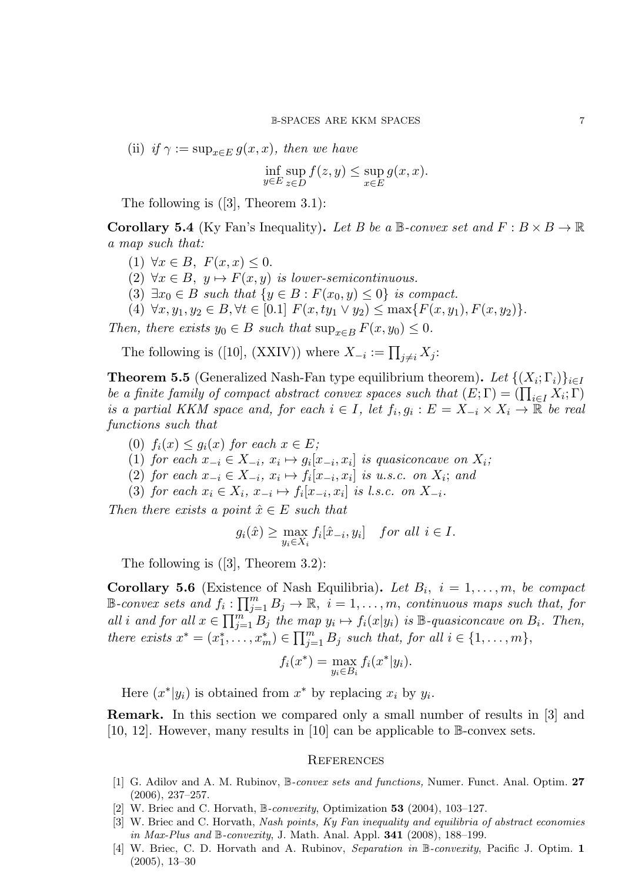(ii) *if* $\gamma := \sup_{x \in E} g(x, x)$, *then we have*

$$\inf_{y \in E} \sup_{z \in D} f(z, y) \leq \sup_{x \in E} g(x, x).$$

The following is ([3], Theorem 3.1):

**Corollary 5.4** (Ky Fan's Inequality). *Let $B$ be a $\mathbb{B}$-convex set and $F : B \times B \to \mathbb{R}$ a map such that:*

(1) $\forall x \in B,\ F(x, x) \leq 0.$
(2) $\forall x \in B,\ y \mapsto F(x, y)$ *is lower-semicontinuous.*
(3) $\exists x_0 \in B$ *such that* $\{y \in B : F(x_0, y) \leq 0\}$ *is compact.*
(4) $\forall x, y_1, y_2 \in B, \forall t \in [0.1]\ F(x, ty_1 \vee y_2) \leq \max\{F(x, y_1), F(x, y_2)\}.$

*Then, there exists $y_0 \in B$ such that $\sup_{x \in B} F(x, y_0) \leq 0$.*

The following is ([10], (XXIV)) where $X_{-i} := \prod_{j \neq i} X_j$:

**Theorem 5.5** (Generalized Nash-Fan type equilibrium theorem). *Let $\{(X_i; \Gamma_i)\}_{i \in I}$ be a finite family of compact abstract convex spaces such that $(E; \Gamma) = (\prod_{i \in I} X_i; \Gamma)$ is a partial KKM space and, for each $i \in I$, let $f_i, g_i : E = X_{-i} \times X_i \to \mathbb{R}$ be real functions such that*

(0) $f_i(x) \leq g_i(x)$ *for each* $x \in E$;
(1) *for each* $x_{-i} \in X_{-i}$, $x_i \mapsto g_i[x_{-i}, x_i]$ *is quasiconcave on* $X_i$;
(2) *for each* $x_{-i} \in X_{-i}$, $x_i \mapsto f_i[x_{-i}, x_i]$ *is u.s.c. on* $X_i$; *and*
(3) *for each* $x_i \in X_i$, $x_{-i} \mapsto f_i[x_{-i}, x_i]$ *is l.s.c. on* $X_{-i}$.

*Then there exists a point $\hat{x} \in E$ such that*

$$g_i(\hat{x}) \geq \max_{y_i \in X_i} f_i[\hat{x}_{-i}, y_i] \quad \textit{for all } i \in I.$$

The following is ([3], Theorem 3.2):

**Corollary 5.6** (Existence of Nash Equilibria). *Let $B_i,\ i = 1, \ldots, m$, be compact $\mathbb{B}$-convex sets and $f_i : \prod_{j=1}^m B_j \to \mathbb{R},\ i = 1, \ldots, m$, continuous maps such that, for all $i$ and for all $x \in \prod_{j=1}^m B_j$ the map $y_i \mapsto f_i(x|y_i)$ is $\mathbb{B}$-quasiconcave on $B_i$. Then, there exists $x^* = (x_1^*, \ldots, x_m^*) \in \prod_{j=1}^m B_j$ such that, for all $i \in \{1, \ldots, m\}$,*

$$f_i(x^*) = \max_{y_i \in B_i} f_i(x^*|y_i).$$

Here $(x^*|y_i)$ is obtained from $x^*$ by replacing $x_i$ by $y_i$.

**Remark.** In this section we compared only a small number of results in [3] and [10, 12]. However, many results in [10] can be applicable to $\mathbb{B}$-convex sets.

## References

[1] G. Adilov and A. M. Rubinov, *$\mathbb{B}$-convex sets and functions,* Numer. Funct. Anal. Optim. **27** (2006), 237–257.

[2] W. Briec and C. Horvath, *$\mathbb{B}$-convexity*, Optimization **53** (2004), 103–127.

[3] W. Briec and C. Horvath, *Nash points, Ky Fan inequality and equilibria of abstract economies in Max-Plus and $\mathbb{B}$-convexity*, J. Math. Anal. Appl. **341** (2008), 188–199.

[4] W. Briec, C. D. Horvath and A. Rubinov, *Separation in $\mathbb{B}$-convexity*, Pacific J. Optim. **1** (2005), 13–30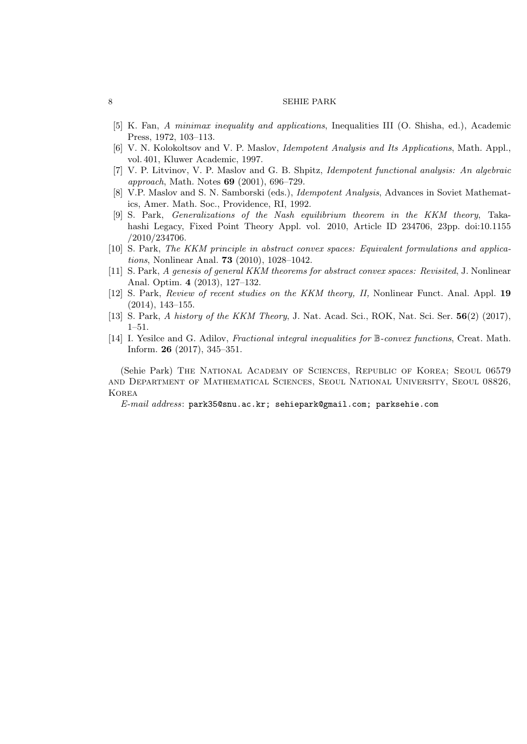[5] K. Fan, *A minimax inequality and applications*, Inequalities III (O. Shisha, ed.), Academic Press, 1972, 103–113.

[6] V. N. Kolokoltsov and V. P. Maslov, *Idempotent Analysis and Its Applications*, Math. Appl., vol. 401, Kluwer Academic, 1997.

[7] V. P. Litvinov, V. P. Maslov and G. B. Shpitz, *Idempotent functional analysis: An algebraic approach*, Math. Notes **69** (2001), 696–729.

[8] V.P. Maslov and S. N. Samborski (eds.), *Idempotent Analysis*, Advances in Soviet Mathematics, Amer. Math. Soc., Providence, RI, 1992.

[9] S. Park, *Generalizations of the Nash equilibrium theorem in the KKM theory*, Takahashi Legacy, Fixed Point Theory Appl. vol. 2010, Article ID 234706, 23pp. doi:10.1155/2010/234706.

[10] S. Park, *The KKM principle in abstract convex spaces: Equivalent formulations and applications*, Nonlinear Anal. **73** (2010), 1028–1042.

[11] S. Park, *A genesis of general KKM theorems for abstract convex spaces: Revisited*, J. Nonlinear Anal. Optim. **4** (2013), 127–132.

[12] S. Park, *Review of recent studies on the KKM theory, II,* Nonlinear Funct. Anal. Appl. **19** (2014), 143–155.

[13] S. Park, *A history of the KKM Theory*, J. Nat. Acad. Sci., ROK, Nat. Sci. Ser. **56**(2) (2017), 1–51.

[14] I. Yesilce and G. Adilov, *Fractional integral inequalities for $\mathbb{B}$-convex functions*, Creat. Math. Inform. **26** (2017), 345–351.

(Sehie Park) The National Academy of Sciences, Republic of Korea; Seoul 06579 and Department of Mathematical Sciences, Seoul National University, Seoul 08826, Korea

*E-mail address*: park35@snu.ac.kr; sehiepark@gmail.com; parksehie.com